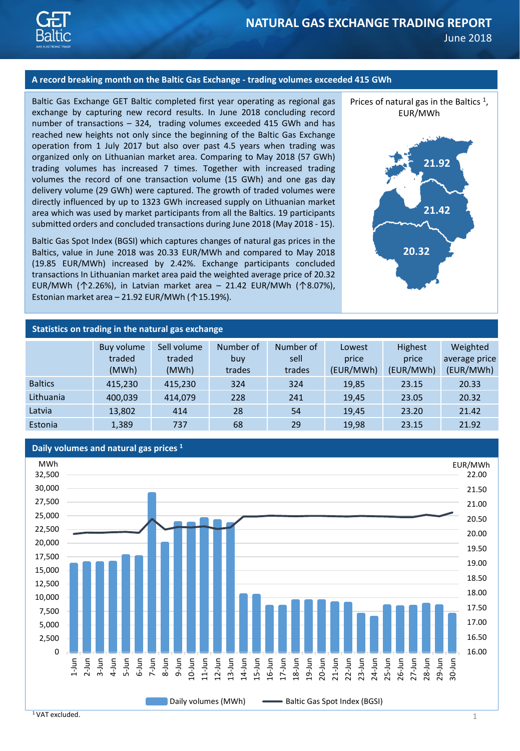# NATURAL GAS EXCHANGE TRADING REPORT

June 2018

## A record breaking month on the Baltic Gas Exchange - trading volumes exceeded 415 GWh

Baltic Gas Exchange GET Baltic completed first year operating as regional gas exchange by capturing new record results. In June 2018 concluding record number of transactions – 324, trading volumes exceeded 415 GWh and has reached new heights not only since the beginning of the Baltic Gas Exchange operation from 1 July 2017 but also over past 4.5 years when trading was organized only on Lithuanian market area. Comparing to May 2018 (57 GWh) trading volumes has increased 7 times. Together with increased trading volumes the record of one transaction volume (15 GWh) and one gas day delivery volume (29 GWh) were captured. The growth of traded volumes were directly influenced by up to 1323 GWh increased supply on Lithuanian market area which was used by market participants from all the Baltics. 19 participants submitted orders and concluded transactions during June 2018 (May 2018 - 15).

Baltic Gas Spot Index (BGSI) which captures changes of natural gas prices in the Baltics, value in June 2018 was 20.33 EUR/MWh and compared to May 2018 (19.85 EUR/MWh) increased by 2.42%. Exchange participants concluded transactions In Lithuanian market area paid the weighted average price of 20.32 EUR/MWh (↑2.26%), in Latvian market area – 21.42 EUR/MWh (↑8.07%), Estonian market area – 21.92 EUR/MWh (↑15.19%).

Prices of natural gas in the Baltics [1], EUR/MWh

21.92

21.42

20.32

## Statistics on trading in the natural gas exchange

| | Buy volume traded (MWh) | Sell volume traded (MWh) | Number of buy trades | Number of sell trades | Lowest price (EUR/MWh) | Highest price (EUR/MWh) | Weighted average price (EUR/MWh) |
|---|---|---|---|---|---|---|---|
| Baltics | 415,230 | 415,230 | 324 | 324 | 19,85 | 23.15 | 20.33 |
| Lithuania | 400,039 | 414,079 | 228 | 241 | 19,45 | 23.05 | 20.32 |
| Latvia | 13,802 | 414 | 28 | 54 | 19,45 | 23.20 | 21.42 |
| Estonia | 1,389 | 737 | 68 | 29 | 19,98 | 23.15 | 21.92 |

## Daily volumes and natural gas prices [1]

[1] VAT excluded.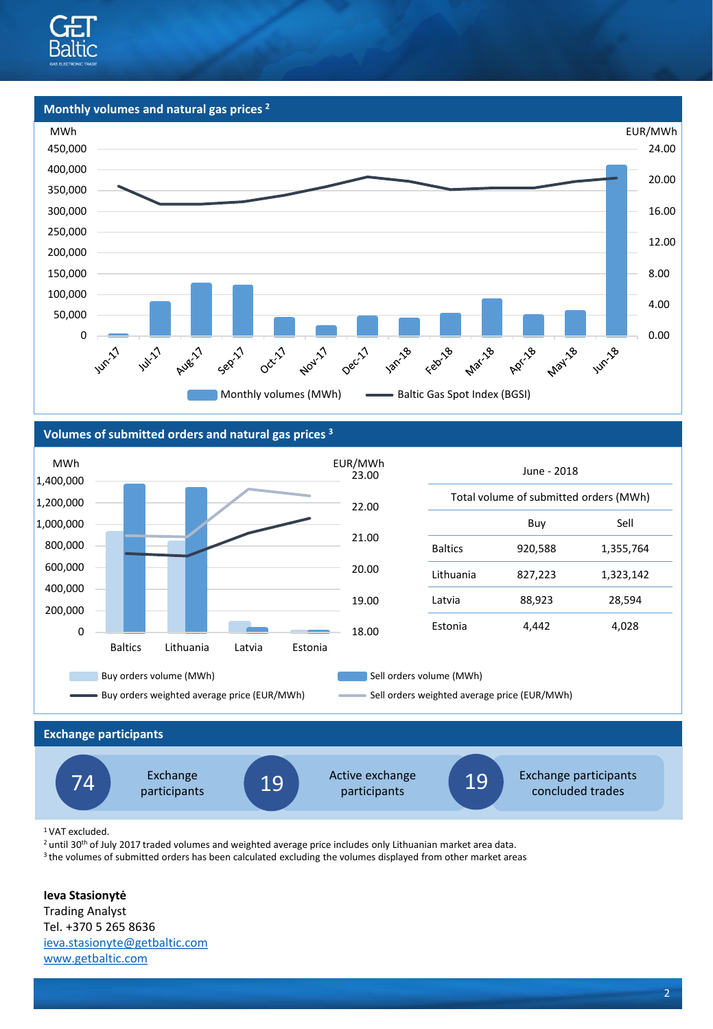## Monthly volumes and natural gas prices [2]

MWh

EUR/MWh

450,000
400,000
350,000
300,000
250,000
200,000
150,000
100,000
50,000
0

24.00
20.00
16.00
12.00
8.00
4.00
0.00

Jun-17 Jul-17 Aug-17 Sep-17 Oct-17 Nov-17 Dec-17 Jan-18 Feb-18 Mar-18 Apr-18 May-18 Jun-18

Monthly volumes (MWh) — Baltic Gas Spot Index (BGSI)

## Volumes of submitted orders and natural gas prices [3]

MWh

EUR/MWh

1,400,000
1,200,000
1,000,000
800,000
600,000
400,000
200,000
0

23.00
22.00
21.00
20.00
19.00
18.00

Baltics Lithuania Latvia Estonia

Buy orders volume (MWh)
Sell orders volume (MWh)
Buy orders weighted average price (EUR/MWh)
Sell orders weighted average price (EUR/MWh)

| June - 2018 | | |
|---|---|---|
| Total volume of submitted orders (MWh) | | |
| | Buy | Sell |
| Baltics | 920,588 | 1,355,764 |
| Lithuania | 827,223 | 1,323,142 |
| Latvia | 88,923 | 28,594 |
| Estonia | 4,442 | 4,028 |

## Exchange participants

**74** Exchange participants

**19** Active exchange participants

**19** Exchange participants concluded trades

[1] VAT excluded.
[2] until 30th of July 2017 traded volumes and weighted average price includes only Lithuanian market area data.
[3] the volumes of submitted orders has been calculated excluding the volumes displayed from other market areas

**Ieva Stasionytė**
Trading Analyst
Tel. +370 5 265 8636
ieva.stasionyte@getbaltic.com
www.getbaltic.com